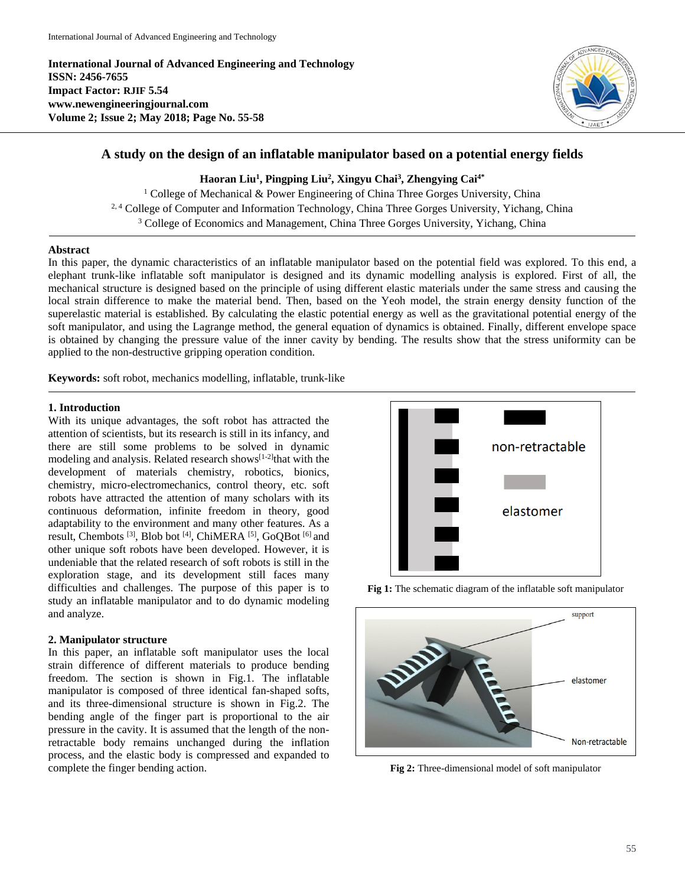**International Journal of Advanced Engineering and Technology**
**ISSN: 2456-7655**
**Impact Factor: RJIF 5.54**
**www.newengineeringjournal.com**
**Volume 2; Issue 2; May 2018; Page No. 55-58**

# A study on the design of an inflatable manipulator based on a potential energy fields

**Haoran Liu[1], Pingping Liu[2], Xingyu Chai[3], Zhengying Cai[4*]**

[1] College of Mechanical & Power Engineering of China Three Gorges University, China
[2, 4] College of Computer and Information Technology, China Three Gorges University, Yichang, China
[3] College of Economics and Management, China Three Gorges University, Yichang, China

## Abstract

In this paper, the dynamic characteristics of an inflatable manipulator based on the potential field was explored. To this end, a elephant trunk-like inflatable soft manipulator is designed and its dynamic modelling analysis is explored. First of all, the mechanical structure is designed based on the principle of using different elastic materials under the same stress and causing the local strain difference to make the material bend. Then, based on the Yeoh model, the strain energy density function of the superelastic material is established. By calculating the elastic potential energy as well as the gravitational potential energy of the soft manipulator, and using the Lagrange method, the general equation of dynamics is obtained. Finally, different envelope space is obtained by changing the pressure value of the inner cavity by bending. The results show that the stress uniformity can be applied to the non-destructive gripping operation condition.

**Keywords:** soft robot, mechanics modelling, inflatable, trunk-like

## 1. Introduction

With its unique advantages, the soft robot has attracted the attention of scientists, but its research is still in its infancy, and there are still some problems to be solved in dynamic modeling and analysis. Related research shows[1-2]that with the development of materials chemistry, robotics, bionics, chemistry, micro-electromechanics, control theory, etc. soft robots have attracted the attention of many scholars with its continuous deformation, infinite freedom in theory, good adaptability to the environment and many other features. As a result, Chembots [3], Blob bot [4], ChiMERA [5], GoQBot [6] and other unique soft robots have been developed. However, it is undeniable that the related research of soft robots is still in the exploration stage, and its development still faces many difficulties and challenges. The purpose of this paper is to study an inflatable manipulator and to do dynamic modeling and analyze.

## 2. Manipulator structure

In this paper, an inflatable soft manipulator uses the local strain difference of different materials to produce bending freedom. The section is shown in Fig.1. The inflatable manipulator is composed of three identical fan-shaped softs, and its three-dimensional structure is shown in Fig.2. The bending angle of the finger part is proportional to the air pressure in the cavity. It is assumed that the length of the non-retractable body remains unchanged during the inflation process, and the elastic body is compressed and expanded to complete the finger bending action.

non-retractable

elastomer

**Fig 1:** The schematic diagram of the inflatable soft manipulator

support

elastomer

Non-retractable

**Fig 2:** Three-dimensional model of soft manipulator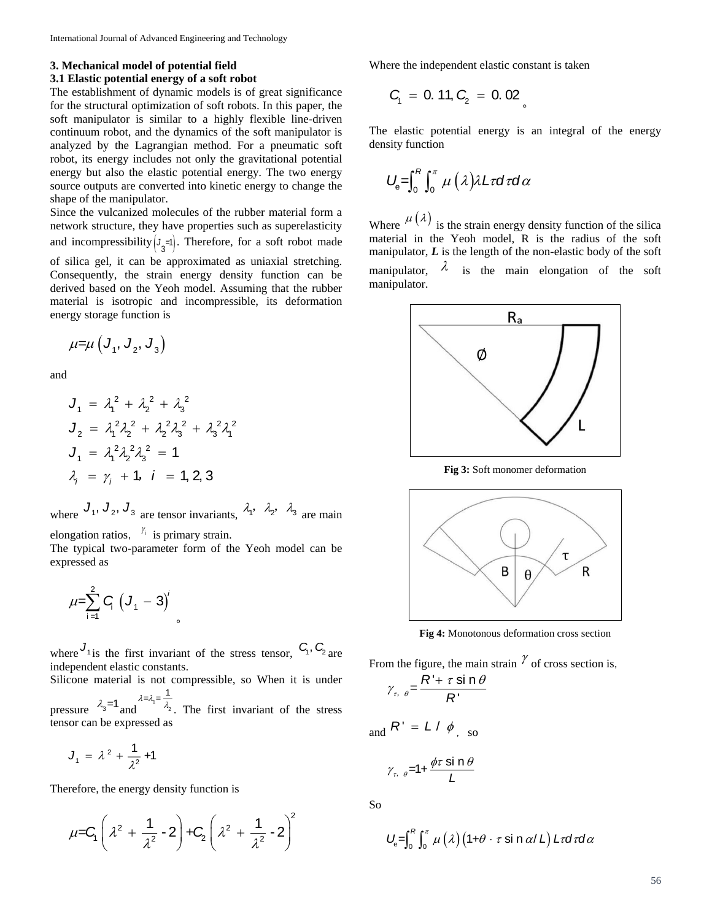### 3. Mechanical model of potential field

### 3.1 Elastic potential energy of a soft robot

The establishment of dynamic models is of great significance for the structural optimization of soft robots. In this paper, the soft manipulator is similar to a highly flexible line-driven continuum robot, and the dynamics of the soft manipulator is analyzed by the Lagrangian method. For a pneumatic soft robot, its energy includes not only the gravitational potential energy but also the elastic potential energy. The two energy source outputs are converted into kinetic energy to change the shape of the manipulator.

Since the vulcanized molecules of the rubber material form a network structure, they have properties such as superelasticity and incompressibility $(J_3=1)$. Therefore, for a soft robot made of silica gel, it can be approximated as uniaxial stretching. Consequently, the strain energy density function can be derived based on the Yeoh model. Assuming that the rubber material is isotropic and incompressible, its deformation energy storage function is

$$\mu=\mu\left(J_1, J_2, J_3\right)$$

and

$$J_1 = \lambda_1^2 + \lambda_2^2 + \lambda_3^2$$
$$J_2 = \lambda_1^2\lambda_2^2 + \lambda_2^2\lambda_3^2 + \lambda_3^2\lambda_1^2$$
$$J_1 = \lambda_1^2\lambda_2^2\lambda_3^2 = 1$$
$$\lambda_i = \gamma_i + 1, \; i = 1, 2, 3$$

where $J_1, J_2, J_3$ are tensor invariants, $\lambda_1, \lambda_2, \lambda_3$ are main elongation ratios, $\gamma_i$ is primary strain.

The typical two-parameter form of the Yeoh model can be expressed as

$$\mu=\sum_{i=1}^{2} C_i \left(J_1 - 3\right)^i$$

where $J_1$ is the first invariant of the stress tensor, $C_1, C_2$ are independent elastic constants.

Silicone material is not compressible, so When it is under pressure $\lambda_3=1$ and $\lambda=\lambda_1=\frac{1}{\lambda_2}$. The first invariant of the stress tensor can be expressed as

$$J_1 = \lambda^2 + \frac{1}{\lambda^2} + 1$$

Therefore, the energy density function is

$$\mu=C_1\left(\lambda^2 + \frac{1}{\lambda^2} - 2\right) + C_2\left(\lambda^2 + \frac{1}{\lambda^2} - 2\right)^2$$

Where the independent elastic constant is taken

$$C_1 = 0.11, C_2 = 0.02$$

The elastic potential energy is an integral of the energy density function

$$U_e=\int_0^R \int_0^\pi \mu\left(\lambda\right)\lambda L\tau d\tau d\alpha$$

Where $\mu\left(\lambda\right)$ is the strain energy density function of the silica material in the Yeoh model, R is the radius of the soft manipulator, ***L*** is the length of the non-elastic body of the soft manipulator, $\lambda$ is the main elongation of the soft manipulator.

**Fig 3:** Soft monomer deformation

**Fig 4:** Monotonous deformation cross section

From the figure, the main strain $\gamma$ of cross section is,

$$\gamma_{\tau,\theta}=\frac{R' + \tau \sin\theta}{R'}$$

and $R' = L / \phi$, so

$$\gamma_{\tau,\theta}=1+\frac{\phi\tau \sin\theta}{L}$$

So

$$U_e=\int_0^R \int_0^\pi \mu\left(\lambda\right)\left(1+\theta \cdot \tau \sin\alpha / L\right) L\tau d\tau d\alpha$$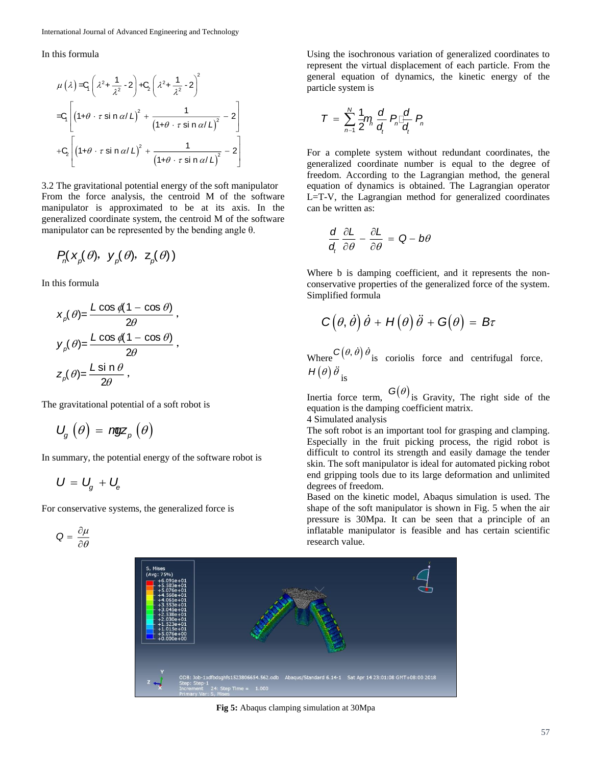In this formula

$$\mu(\lambda)=C_1\left(\lambda^2+\frac{1}{\lambda^2}-2\right)+C_2\left(\lambda^2+\frac{1}{\lambda^2}-2\right)^2$$

$$=C_1\left[(1+\theta\cdot\tau\sin\alpha/L)^2+\frac{1}{(1+\theta\cdot\tau\sin\alpha/L)^2}-2\right]$$

$$+C_2\left[(1+\theta\cdot\tau\sin\alpha/L)^2+\frac{1}{(1+\theta\cdot\tau\sin\alpha/L)^2}-2\right]$$

3.2 The gravitational potential energy of the soft manipulator

From the force analysis, the centroid M of the software manipulator is approximated to be at its axis. In the generalized coordinate system, the centroid M of the software manipulator can be represented by the bending angle θ.

$$P_n(x_p(\theta),\ y_p(\theta),\ z_p(\theta))$$

In this formula

$$x_p(\theta)=\frac{L\cos\phi(1-\cos\theta)}{2\theta},$$

$$y_p(\theta)=\frac{L\cos\phi(1-\cos\theta)}{2\theta},$$

$$z_p(\theta)=\frac{L\sin\theta}{2\theta},$$

The gravitational potential of a soft robot is

$$U_g(\theta)=mgz_p(\theta)$$

In summary, the potential energy of the software robot is

$$U=U_g+U_e$$

For conservative systems, the generalized force is

$$Q=\frac{\partial\mu}{\partial\theta}$$

Using the isochronous variation of generalized coordinates to represent the virtual displacement of each particle. From the general equation of dynamics, the kinetic energy of the particle system is

$$T=\sum_{n=1}^{N}\frac{1}{2}m_n\frac{d}{d_t}P_n\frac{d}{d_t}P_n$$

For a complete system without redundant coordinates, the generalized coordinate number is equal to the degree of freedom. According to the Lagrangian method, the general equation of dynamics is obtained. The Lagrangian operator L=T-V, the Lagrangian method for generalized coordinates can be written as:

$$\frac{d}{d_t}\frac{\partial L}{\partial\theta}-\frac{\partial L}{\partial\theta}=Q-b\theta$$

Where b is damping coefficient, and it represents the non-conservative properties of the generalized force of the system. Simplified formula

$$C(\theta,\dot{\theta})\dot{\theta}+H(\theta)\ddot{\theta}+G(\theta)=B\tau$$

Where $C(\theta,\dot{\theta})\dot{\theta}$ is coriolis force and centrifugal force, $H(\theta)\ddot{\theta}$ is Inertia force term, $G(\theta)$ is Gravity, The right side of the equation is the damping coefficient matrix.

4 Simulated analysis

The soft robot is an important tool for grasping and clamping. Especially in the fruit picking process, the rigid robot is difficult to control its strength and easily damage the tender skin. The soft manipulator is ideal for automated picking robot end gripping tools due to its large deformation and unlimited degrees of freedom.

Based on the kinetic model, Abaqus simulation is used. The shape of the soft manipulator is shown in Fig. 5 when the air pressure is 30Mpa. It can be seen that a principle of an inflatable manipulator is feasible and has certain scientific research value.

**Fig 5:** Abaqus clamping simulation at 30Mpa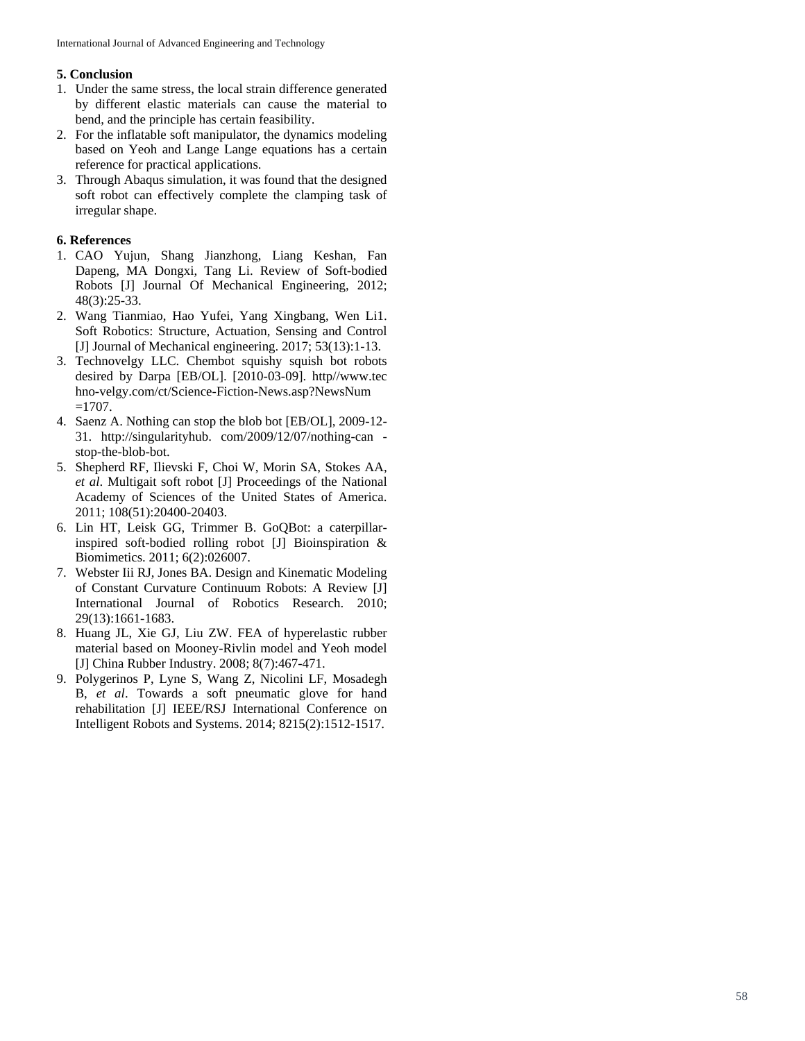## 5. Conclusion

1. Under the same stress, the local strain difference generated by different elastic materials can cause the material to bend, and the principle has certain feasibility.
2. For the inflatable soft manipulator, the dynamics modeling based on Yeoh and Lange Lange equations has a certain reference for practical applications.
3. Through Abaqus simulation, it was found that the designed soft robot can effectively complete the clamping task of irregular shape.

## 6. References

1. CAO Yujun, Shang Jianzhong, Liang Keshan, Fan Dapeng, MA Dongxi, Tang Li. Review of Soft-bodied Robots [J] Journal Of Mechanical Engineering, 2012; 48(3):25-33.
2. Wang Tianmiao, Hao Yufei, Yang Xingbang, Wen Li1. Soft Robotics: Structure, Actuation, Sensing and Control [J] Journal of Mechanical engineering. 2017; 53(13):1-13.
3. Technovelgy LLC. Chembot squishy squish bot robots desired by Darpa [EB/OL]. [2010-03-09]. http//www.technovelgy.com/ct/Science-Fiction-News.asp?NewsNum =1707.
4. Saenz A. Nothing can stop the blob bot [EB/OL], 2009-12-31. http://singularityhub. com/2009/12/07/nothing-can - stop-the-blob-bot.
5. Shepherd RF, Ilievski F, Choi W, Morin SA, Stokes AA, *et al*. Multigait soft robot [J] Proceedings of the National Academy of Sciences of the United States of America. 2011; 108(51):20400-20403.
6. Lin HT, Leisk GG, Trimmer B. GoQBot: a caterpillar-inspired soft-bodied rolling robot [J] Bioinspiration & Biomimetics. 2011; 6(2):026007.
7. Webster Iii RJ, Jones BA. Design and Kinematic Modeling of Constant Curvature Continuum Robots: A Review [J] International Journal of Robotics Research. 2010; 29(13):1661-1683.
8. Huang JL, Xie GJ, Liu ZW. FEA of hyperelastic rubber material based on Mooney-Rivlin model and Yeoh model [J] China Rubber Industry. 2008; 8(7):467-471.
9. Polygerinos P, Lyne S, Wang Z, Nicolini LF, Mosadegh B, *et al*. Towards a soft pneumatic glove for hand rehabilitation [J] IEEE/RSJ International Conference on Intelligent Robots and Systems. 2014; 8215(2):1512-1517.